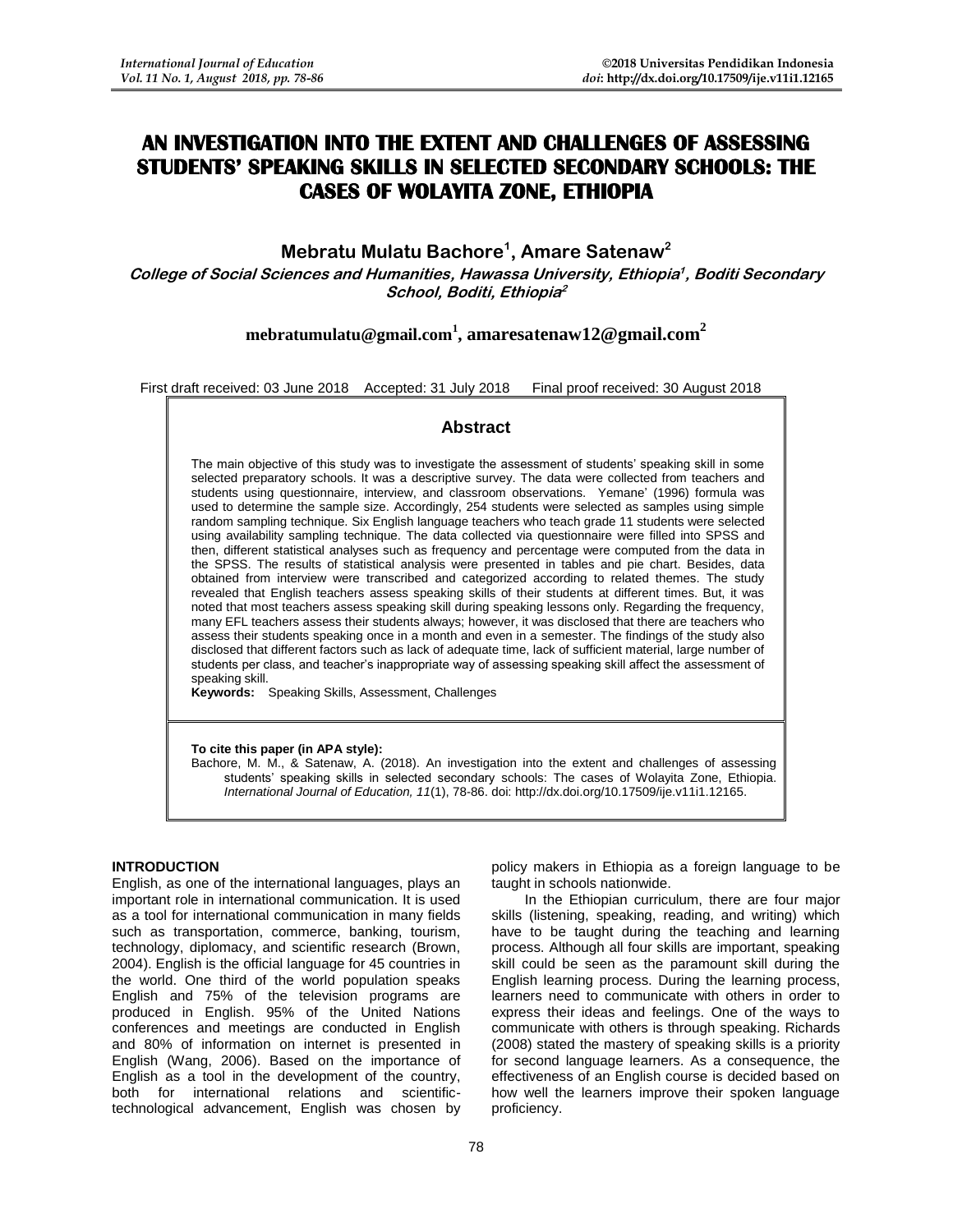# AN INVESTIGATION INTO THE EXTENT AND CHALLENGES OF ASSESSING STUDENTS' SPEAKING SKILLS IN SELECTED SECONDARY SCHOOLS: THE CASES OF WOLAYITA ZONE, ETHIOPIA

**Mebratu Mulatu Bachore[1], Amare Satenaw[2]**

*College of Social Sciences and Humanities, Hawassa University, Ethiopia[1], Boditi Secondary School, Boditi, Ethiopia[2]*

**mebratumulatu@gmail.com[1], amaresatenaw12@gmail.com[2]**

First draft received: 03 June 2018 Accepted: 31 July 2018 Final proof received: 30 August 2018

## Abstract

The main objective of this study was to investigate the assessment of students' speaking skill in some selected preparatory schools. It was a descriptive survey. The data were collected from teachers and students using questionnaire, interview, and classroom observations. Yemane' (1996) formula was used to determine the sample size. Accordingly, 254 students were selected as samples using simple random sampling technique. Six English language teachers who teach grade 11 students were selected using availability sampling technique. The data collected via questionnaire were filled into SPSS and then, different statistical analyses such as frequency and percentage were computed from the data in the SPSS. The results of statistical analysis were presented in tables and pie chart. Besides, data obtained from interview were transcribed and categorized according to related themes. The study revealed that English teachers assess speaking skills of their students at different times. But, it was noted that most teachers assess speaking skill during speaking lessons only. Regarding the frequency, many EFL teachers assess their students always; however, it was disclosed that there are teachers who assess their students speaking once in a month and even in a semester. The findings of the study also disclosed that different factors such as lack of adequate time, lack of sufficient material, large number of students per class, and teacher's inappropriate way of assessing speaking skill affect the assessment of speaking skill.

**Keywords:** Speaking Skills, Assessment, Challenges

**To cite this paper (in APA style):**
Bachore, M. M., & Satenaw, A. (2018). An investigation into the extent and challenges of assessing students' speaking skills in selected secondary schools: The cases of Wolayita Zone, Ethiopia. *International Journal of Education, 11*(1), 78-86. doi: http://dx.doi.org/10.17509/ije.v11i1.12165.

## INTRODUCTION

English, as one of the international languages, plays an important role in international communication. It is used as a tool for international communication in many fields such as transportation, commerce, banking, tourism, technology, diplomacy, and scientific research (Brown, 2004). English is the official language for 45 countries in the world. One third of the world population speaks English and 75% of the television programs are produced in English. 95% of the United Nations conferences and meetings are conducted in English and 80% of information on internet is presented in English (Wang, 2006). Based on the importance of English as a tool in the development of the country, both for international relations and scientific-technological advancement, English was chosen by policy makers in Ethiopia as a foreign language to be taught in schools nationwide.

In the Ethiopian curriculum, there are four major skills (listening, speaking, reading, and writing) which have to be taught during the teaching and learning process. Although all four skills are important, speaking skill could be seen as the paramount skill during the English learning process. During the learning process, learners need to communicate with others in order to express their ideas and feelings. One of the ways to communicate with others is through speaking. Richards (2008) stated the mastery of speaking skills is a priority for second language learners. As a consequence, the effectiveness of an English course is decided based on how well the learners improve their spoken language proficiency.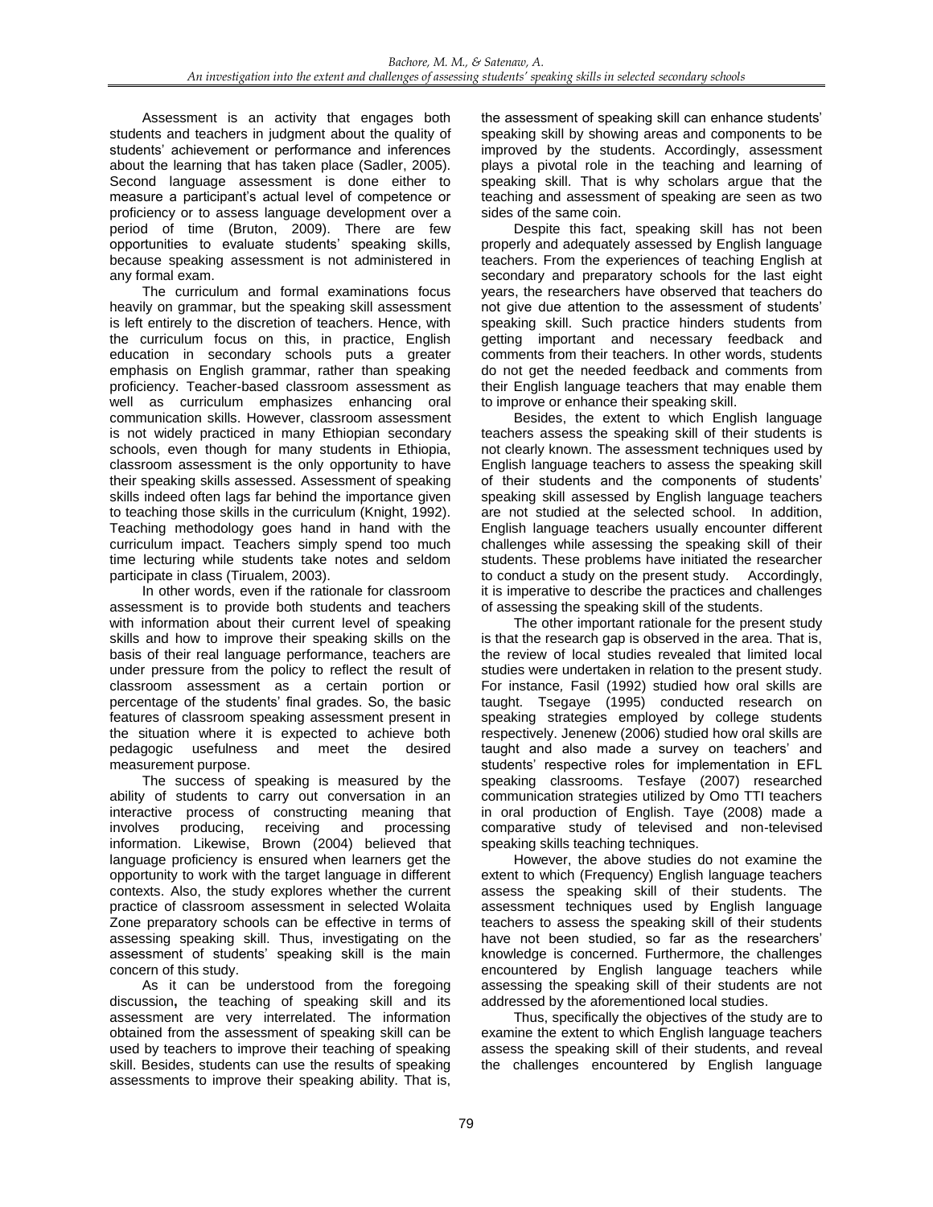Assessment is an activity that engages both students and teachers in judgment about the quality of students' achievement or performance and inferences about the learning that has taken place (Sadler, 2005). Second language assessment is done either to measure a participant's actual level of competence or proficiency or to assess language development over a period of time (Bruton, 2009). There are few opportunities to evaluate students' speaking skills, because speaking assessment is not administered in any formal exam.

The curriculum and formal examinations focus heavily on grammar, but the speaking skill assessment is left entirely to the discretion of teachers. Hence, with the curriculum focus on this, in practice, English education in secondary schools puts a greater emphasis on English grammar, rather than speaking proficiency. Teacher-based classroom assessment as well as curriculum emphasizes enhancing oral communication skills. However, classroom assessment is not widely practiced in many Ethiopian secondary schools, even though for many students in Ethiopia, classroom assessment is the only opportunity to have their speaking skills assessed. Assessment of speaking skills indeed often lags far behind the importance given to teaching those skills in the curriculum (Knight, 1992). Teaching methodology goes hand in hand with the curriculum impact. Teachers simply spend too much time lecturing while students take notes and seldom participate in class (Tirualem, 2003).

In other words, even if the rationale for classroom assessment is to provide both students and teachers with information about their current level of speaking skills and how to improve their speaking skills on the basis of their real language performance, teachers are under pressure from the policy to reflect the result of classroom assessment as a certain portion or percentage of the students' final grades. So, the basic features of classroom speaking assessment present in the situation where it is expected to achieve both pedagogic usefulness and meet the desired measurement purpose.

The success of speaking is measured by the ability of students to carry out conversation in an interactive process of constructing meaning that involves producing, receiving and processing information. Likewise, Brown (2004) believed that language proficiency is ensured when learners get the opportunity to work with the target language in different contexts. Also, the study explores whether the current practice of classroom assessment in selected Wolaita Zone preparatory schools can be effective in terms of assessing speaking skill. Thus, investigating on the assessment of students' speaking skill is the main concern of this study.

As it can be understood from the foregoing discussion**,** the teaching of speaking skill and its assessment are very interrelated. The information obtained from the assessment of speaking skill can be used by teachers to improve their teaching of speaking skill. Besides, students can use the results of speaking assessments to improve their speaking ability. That is, the assessment of speaking skill can enhance students' speaking skill by showing areas and components to be improved by the students. Accordingly, assessment plays a pivotal role in the teaching and learning of speaking skill. That is why scholars argue that the teaching and assessment of speaking are seen as two sides of the same coin.

Despite this fact, speaking skill has not been properly and adequately assessed by English language teachers. From the experiences of teaching English at secondary and preparatory schools for the last eight years, the researchers have observed that teachers do not give due attention to the assessment of students' speaking skill. Such practice hinders students from getting important and necessary feedback and comments from their teachers. In other words, students do not get the needed feedback and comments from their English language teachers that may enable them to improve or enhance their speaking skill.

Besides, the extent to which English language teachers assess the speaking skill of their students is not clearly known. The assessment techniques used by English language teachers to assess the speaking skill of their students and the components of students' speaking skill assessed by English language teachers are not studied at the selected school. In addition, English language teachers usually encounter different challenges while assessing the speaking skill of their students. These problems have initiated the researcher to conduct a study on the present study. Accordingly, it is imperative to describe the practices and challenges of assessing the speaking skill of the students.

The other important rationale for the present study is that the research gap is observed in the area. That is, the review of local studies revealed that limited local studies were undertaken in relation to the present study. For instance*,* Fasil (1992) studied how oral skills are taught. Tsegaye (1995) conducted research on speaking strategies employed by college students respectively. Jenenew (2006) studied how oral skills are taught and also made a survey on teachers' and students' respective roles for implementation in EFL speaking classrooms. Tesfaye (2007) researched communication strategies utilized by Omo TTI teachers in oral production of English. Taye (2008) made a comparative study of televised and non-televised speaking skills teaching techniques.

However, the above studies do not examine the extent to which (Frequency) English language teachers assess the speaking skill of their students. The assessment techniques used by English language teachers to assess the speaking skill of their students have not been studied, so far as the researchers' knowledge is concerned. Furthermore, the challenges encountered by English language teachers while assessing the speaking skill of their students are not addressed by the aforementioned local studies.

Thus, specifically the objectives of the study are to examine the extent to which English language teachers assess the speaking skill of their students, and reveal the challenges encountered by English language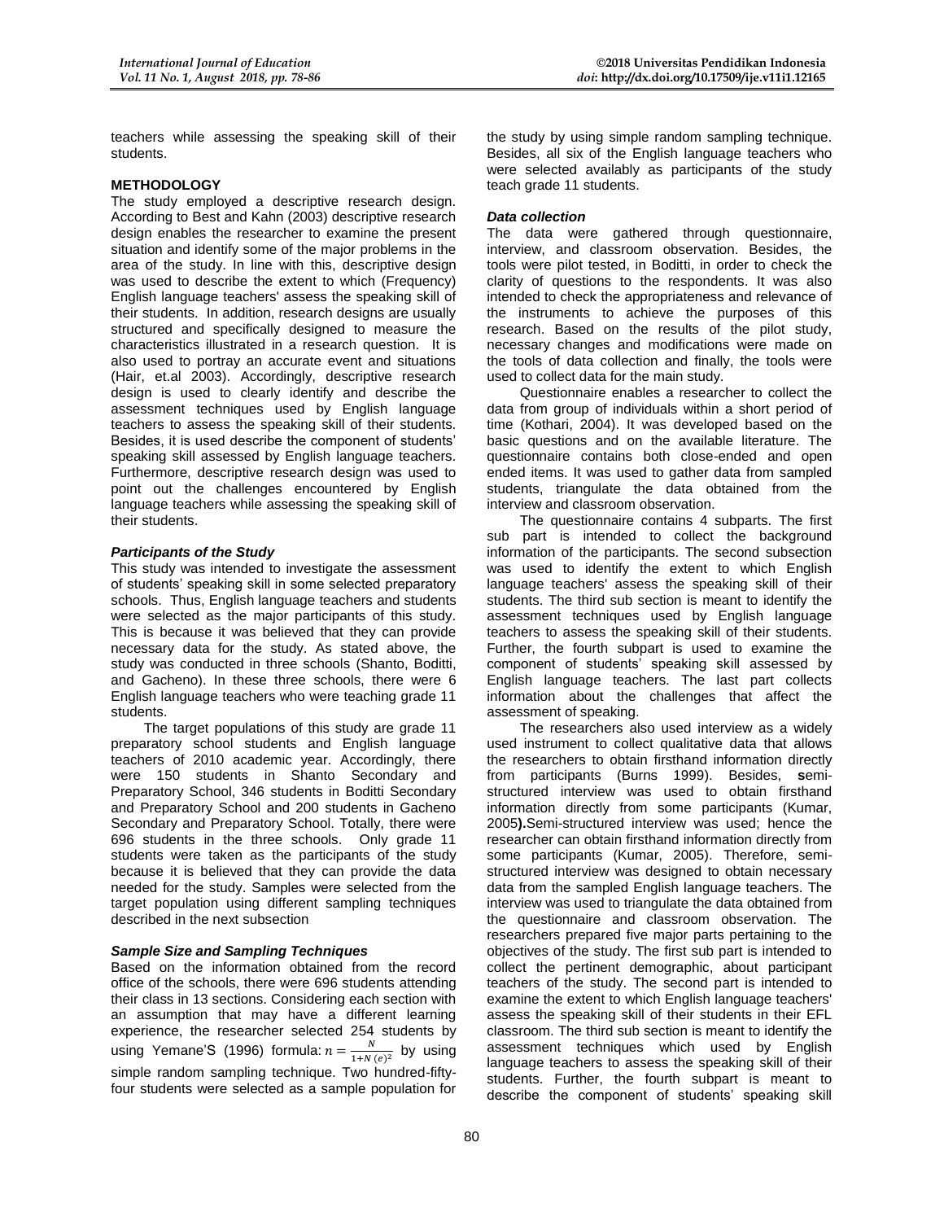teachers while assessing the speaking skill of their students.

## METHODOLOGY

The study employed a descriptive research design. According to Best and Kahn (2003) descriptive research design enables the researcher to examine the present situation and identify some of the major problems in the area of the study. In line with this, descriptive design was used to describe the extent to which (Frequency) English language teachers' assess the speaking skill of their students. In addition, research designs are usually structured and specifically designed to measure the characteristics illustrated in a research question. It is also used to portray an accurate event and situations (Hair, et.al 2003). Accordingly, descriptive research design is used to clearly identify and describe the assessment techniques used by English language teachers to assess the speaking skill of their students. Besides, it is used describe the component of students' speaking skill assessed by English language teachers. Furthermore, descriptive research design was used to point out the challenges encountered by English language teachers while assessing the speaking skill of their students.

### *Participants of the Study*

This study was intended to investigate the assessment of students' speaking skill in some selected preparatory schools. Thus, English language teachers and students were selected as the major participants of this study. This is because it was believed that they can provide necessary data for the study. As stated above, the study was conducted in three schools (Shanto, Boditti, and Gacheno). In these three schools, there were 6 English language teachers who were teaching grade 11 students.

The target populations of this study are grade 11 preparatory school students and English language teachers of 2010 academic year. Accordingly, there were 150 students in Shanto Secondary and Preparatory School, 346 students in Boditti Secondary and Preparatory School and 200 students in Gacheno Secondary and Preparatory School. Totally, there were 696 students in the three schools. Only grade 11 students were taken as the participants of the study because it is believed that they can provide the data needed for the study. Samples were selected from the target population using different sampling techniques described in the next subsection

### *Sample Size and Sampling Techniques*

Based on the information obtained from the record office of the schools, there were 696 students attending their class in 13 sections. Considering each section with an assumption that may have a different learning experience, the researcher selected 254 students by using Yemane'S (1996) formula: $n = \frac{N}{1+N\,(e)^2}$ by using simple random sampling technique. Two hundred-fifty-four students were selected as a sample population for the study by using simple random sampling technique. Besides, all six of the English language teachers who were selected availably as participants of the study teach grade 11 students.

### *Data collection*

The data were gathered through questionnaire, interview, and classroom observation. Besides, the tools were pilot tested, in Boditti, in order to check the clarity of questions to the respondents. It was also intended to check the appropriateness and relevance of the instruments to achieve the purposes of this research. Based on the results of the pilot study, necessary changes and modifications were made on the tools of data collection and finally, the tools were used to collect data for the main study.

Questionnaire enables a researcher to collect the data from group of individuals within a short period of time (Kothari, 2004). It was developed based on the basic questions and on the available literature. The questionnaire contains both close-ended and open ended items. It was used to gather data from sampled students, triangulate the data obtained from the interview and classroom observation.

The questionnaire contains 4 subparts. The first sub part is intended to collect the background information of the participants. The second subsection was used to identify the extent to which English language teachers' assess the speaking skill of their students. The third sub section is meant to identify the assessment techniques used by English language teachers to assess the speaking skill of their students. Further, the fourth subpart is used to examine the component of students' speaking skill assessed by English language teachers. The last part collects information about the challenges that affect the assessment of speaking.

The researchers also used interview as a widely used instrument to collect qualitative data that allows the researchers to obtain firsthand information directly from participants (Burns 1999). Besides, **s**emi-structured interview was used to obtain firsthand information directly from some participants (Kumar, 2005**).**Semi-structured interview was used; hence the researcher can obtain firsthand information directly from some participants (Kumar, 2005). Therefore, semi-structured interview was designed to obtain necessary data from the sampled English language teachers. The interview was used to triangulate the data obtained from the questionnaire and classroom observation. The researchers prepared five major parts pertaining to the objectives of the study. The first sub part is intended to collect the pertinent demographic, about participant teachers of the study. The second part is intended to examine the extent to which English language teachers' assess the speaking skill of their students in their EFL classroom. The third sub section is meant to identify the assessment techniques which used by English language teachers to assess the speaking skill of their students. Further, the fourth subpart is meant to describe the component of students' speaking skill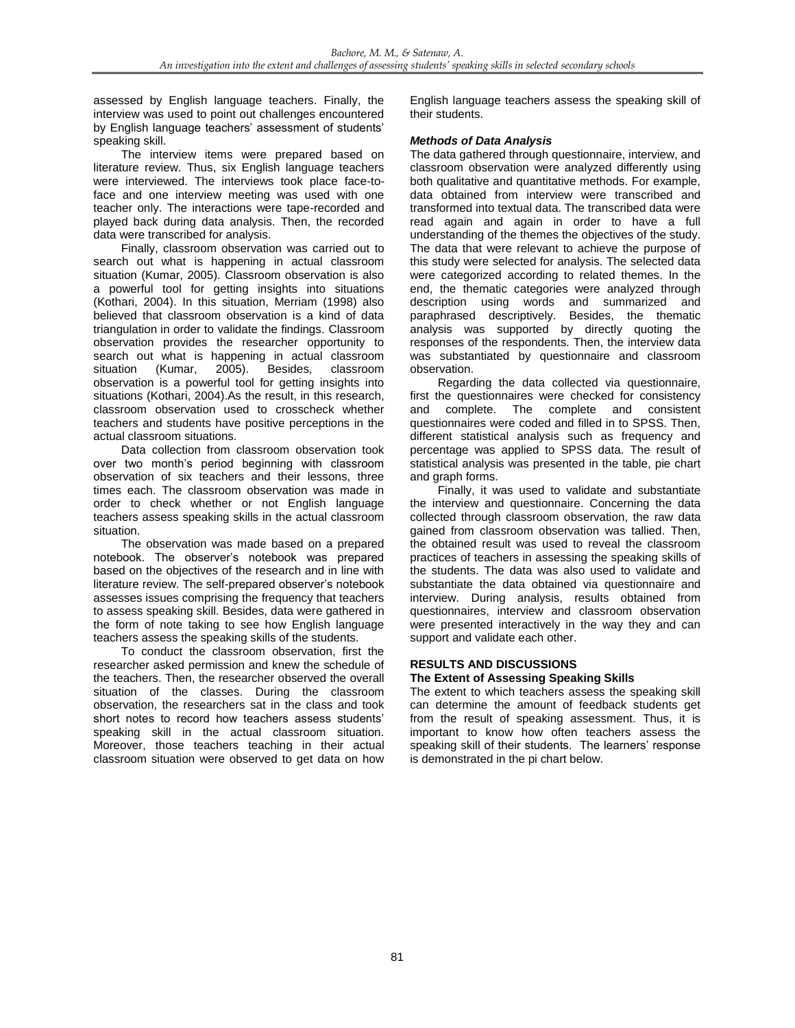assessed by English language teachers. Finally, the interview was used to point out challenges encountered by English language teachers' assessment of students' speaking skill.

The interview items were prepared based on literature review. Thus, six English language teachers were interviewed. The interviews took place face-to-face and one interview meeting was used with one teacher only. The interactions were tape-recorded and played back during data analysis. Then, the recorded data were transcribed for analysis.

Finally, classroom observation was carried out to search out what is happening in actual classroom situation (Kumar, 2005). Classroom observation is also a powerful tool for getting insights into situations (Kothari, 2004). In this situation, Merriam (1998) also believed that classroom observation is a kind of data triangulation in order to validate the findings. Classroom observation provides the researcher opportunity to search out what is happening in actual classroom situation (Kumar, 2005). Besides, classroom observation is a powerful tool for getting insights into situations (Kothari, 2004).As the result, in this research, classroom observation used to crosscheck whether teachers and students have positive perceptions in the actual classroom situations.

Data collection from classroom observation took over two month's period beginning with classroom observation of six teachers and their lessons, three times each. The classroom observation was made in order to check whether or not English language teachers assess speaking skills in the actual classroom situation.

The observation was made based on a prepared notebook. The observer's notebook was prepared based on the objectives of the research and in line with literature review. The self-prepared observer's notebook assesses issues comprising the frequency that teachers to assess speaking skill. Besides, data were gathered in the form of note taking to see how English language teachers assess the speaking skills of the students.

To conduct the classroom observation, first the researcher asked permission and knew the schedule of the teachers. Then, the researcher observed the overall situation of the classes. During the classroom observation, the researchers sat in the class and took short notes to record how teachers assess students' speaking skill in the actual classroom situation. Moreover, those teachers teaching in their actual classroom situation were observed to get data on how English language teachers assess the speaking skill of their students.

### *Methods of Data Analysis*

The data gathered through questionnaire, interview, and classroom observation were analyzed differently using both qualitative and quantitative methods. For example, data obtained from interview were transcribed and transformed into textual data. The transcribed data were read again and again in order to have a full understanding of the themes the objectives of the study. The data that were relevant to achieve the purpose of this study were selected for analysis. The selected data were categorized according to related themes. In the end, the thematic categories were analyzed through description using words and summarized and paraphrased descriptively. Besides, the thematic analysis was supported by directly quoting the responses of the respondents. Then, the interview data was substantiated by questionnaire and classroom observation.

Regarding the data collected via questionnaire, first the questionnaires were checked for consistency and complete. The complete and consistent questionnaires were coded and filled in to SPSS. Then, different statistical analysis such as frequency and percentage was applied to SPSS data. The result of statistical analysis was presented in the table, pie chart and graph forms.

Finally, it was used to validate and substantiate the interview and questionnaire. Concerning the data collected through classroom observation, the raw data gained from classroom observation was tallied. Then, the obtained result was used to reveal the classroom practices of teachers in assessing the speaking skills of the students. The data was also used to validate and substantiate the data obtained via questionnaire and interview. During analysis, results obtained from questionnaires, interview and classroom observation were presented interactively in the way they and can support and validate each other.

## RESULTS AND DISCUSSIONS

### The Extent of Assessing Speaking Skills

The extent to which teachers assess the speaking skill can determine the amount of feedback students get from the result of speaking assessment. Thus, it is important to know how often teachers assess the speaking skill of their students. The learners' response is demonstrated in the pi chart below.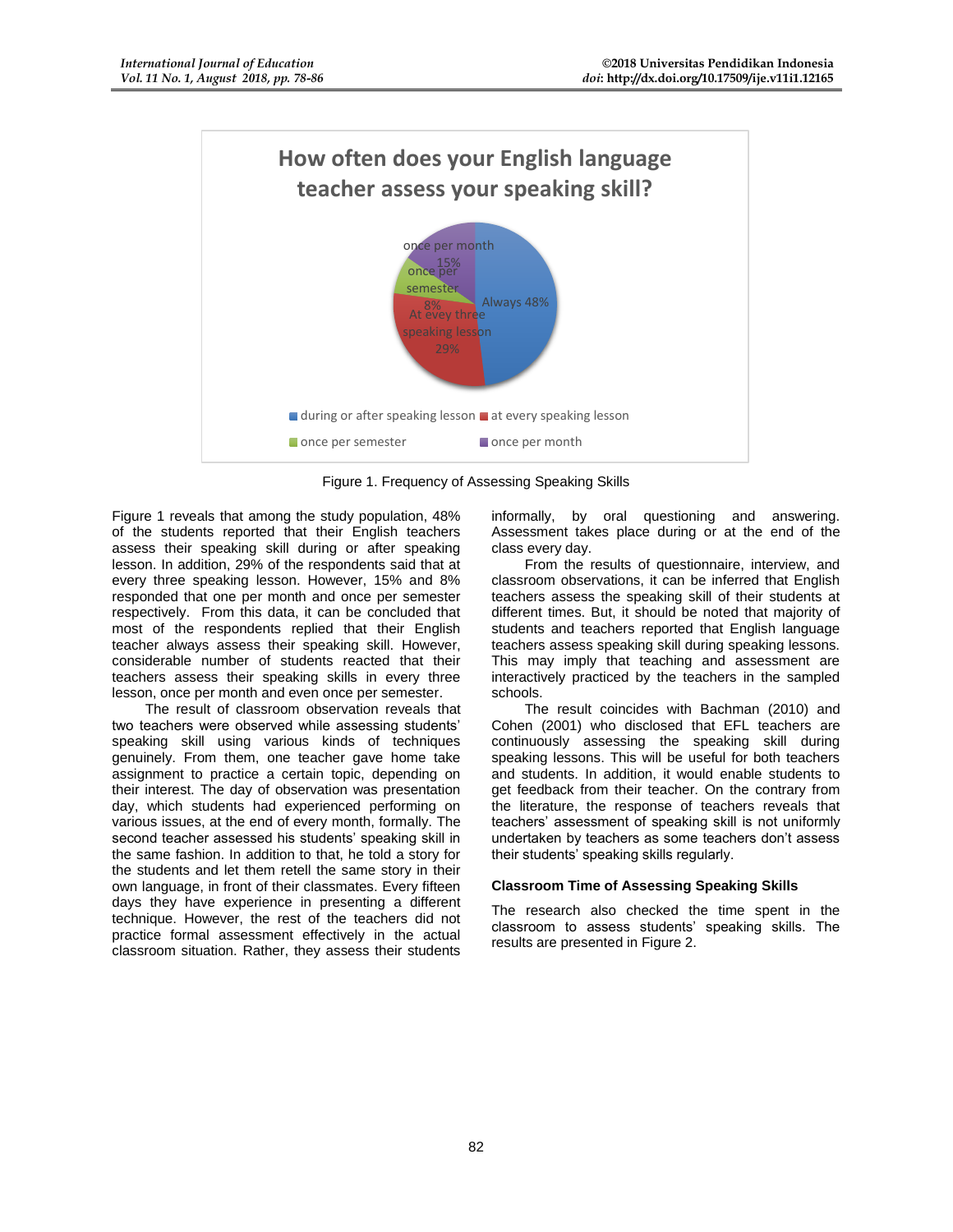Figure 1. Frequency of Assessing Speaking Skills

Figure 1 reveals that among the study population, 48% of the students reported that their English teachers assess their speaking skill during or after speaking lesson. In addition, 29% of the respondents said that at every three speaking lesson. However, 15% and 8% responded that one per month and once per semester respectively. From this data, it can be concluded that most of the respondents replied that their English teacher always assess their speaking skill. However, considerable number of students reacted that their teachers assess their speaking skills in every three lesson, once per month and even once per semester.

The result of classroom observation reveals that two teachers were observed while assessing students' speaking skill using various kinds of techniques genuinely. From them, one teacher gave home take assignment to practice a certain topic, depending on their interest. The day of observation was presentation day, which students had experienced performing on various issues, at the end of every month, formally. The second teacher assessed his students' speaking skill in the same fashion. In addition to that, he told a story for the students and let them retell the same story in their own language, in front of their classmates. Every fifteen days they have experience in presenting a different technique. However, the rest of the teachers did not practice formal assessment effectively in the actual classroom situation. Rather, they assess their students informally, by oral questioning and answering. Assessment takes place during or at the end of the class every day.

From the results of questionnaire, interview, and classroom observations, it can be inferred that English teachers assess the speaking skill of their students at different times. But, it should be noted that majority of students and teachers reported that English language teachers assess speaking skill during speaking lessons. This may imply that teaching and assessment are interactively practiced by the teachers in the sampled schools.

The result coincides with Bachman (2010) and Cohen (2001) who disclosed that EFL teachers are continuously assessing the speaking skill during speaking lessons. This will be useful for both teachers and students. In addition, it would enable students to get feedback from their teacher. On the contrary from the literature, the response of teachers reveals that teachers' assessment of speaking skill is not uniformly undertaken by teachers as some teachers don't assess their students' speaking skills regularly.

### Classroom Time of Assessing Speaking Skills

The research also checked the time spent in the classroom to assess students' speaking skills. The results are presented in Figure 2.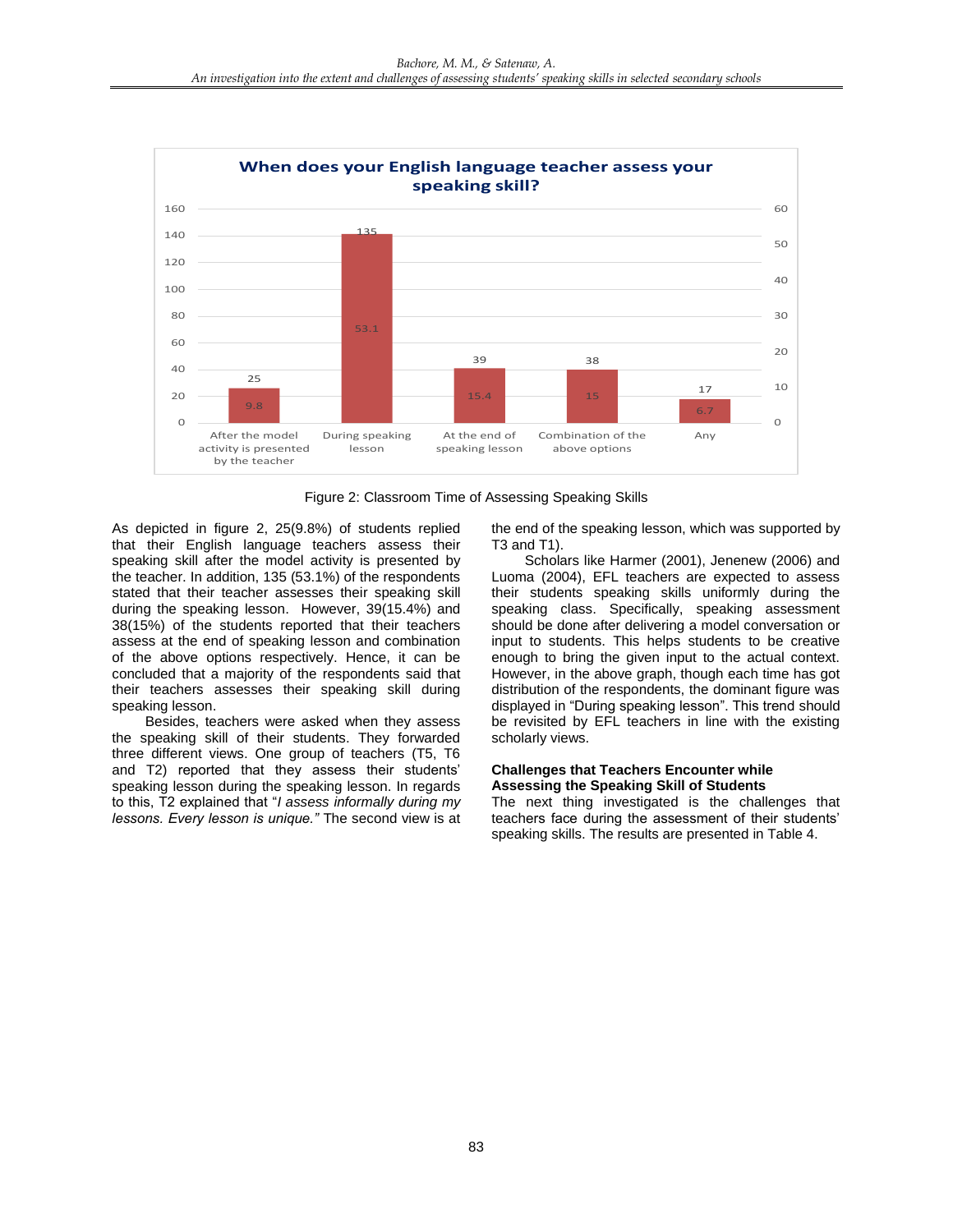**When does your English language teacher assess your speaking skill?**

| Option | Frequency | Percent |
|---|---|---|
| After the model activity is presented by the teacher | 25 | 9.8 |
| During speaking lesson | 135 | 53.1 |
| At the end of speaking lesson | 39 | 15.4 |
| Combination of the above options | 38 | 15 |
| Any | 17 | 6.7 |

Figure 2: Classroom Time of Assessing Speaking Skills

As depicted in figure 2, 25(9.8%) of students replied that their English language teachers assess their speaking skill after the model activity is presented by the teacher. In addition, 135 (53.1%) of the respondents stated that their teacher assesses their speaking skill during the speaking lesson. However, 39(15.4%) and 38(15%) of the students reported that their teachers assess at the end of speaking lesson and combination of the above options respectively. Hence, it can be concluded that a majority of the respondents said that their teachers assesses their speaking skill during speaking lesson.

Besides, teachers were asked when they assess the speaking skill of their students. They forwarded three different views. One group of teachers (T5, T6 and T2) reported that they assess their students' speaking lesson during the speaking lesson. In regards to this, T2 explained that "*I assess informally during my lessons. Every lesson is unique."* The second view is at the end of the speaking lesson, which was supported by T3 and T1).

Scholars like Harmer (2001), Jenenew (2006) and Luoma (2004), EFL teachers are expected to assess their students speaking skills uniformly during the speaking class. Specifically, speaking assessment should be done after delivering a model conversation or input to students. This helps students to be creative enough to bring the given input to the actual context. However, in the above graph, though each time has got distribution of the respondents, the dominant figure was displayed in "During speaking lesson". This trend should be revisited by EFL teachers in line with the existing scholarly views.

**Challenges that Teachers Encounter while Assessing the Speaking Skill of Students**

The next thing investigated is the challenges that teachers face during the assessment of their students' speaking skills. The results are presented in Table 4.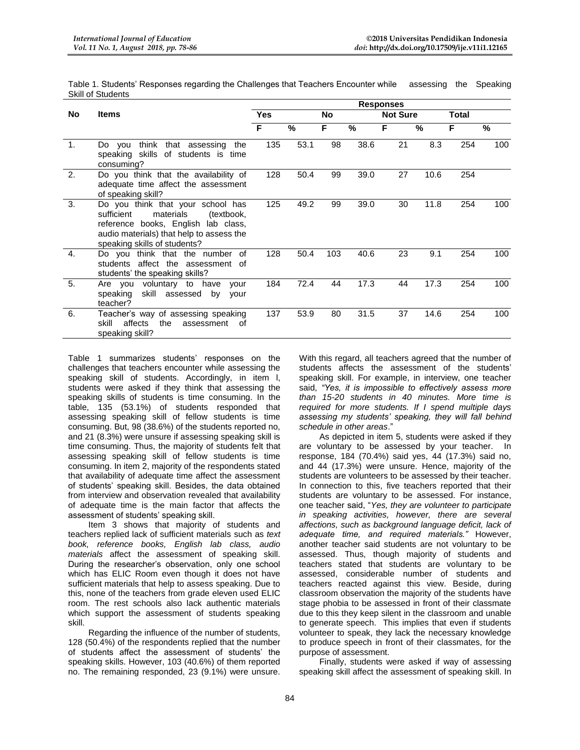Table 1. Students' Responses regarding the Challenges that Teachers Encounter while assessing the Speaking Skill of Students

| No | Items | Responses | | | | | | | |
|---|---|---|---|---|---|---|---|---|---|
| | | Yes | | No | | Not Sure | | Total | |
| | | F | % | F | % | F | % | F | % |
| 1. | Do you think that assessing the speaking skills of students is time consuming? | 135 | 53.1 | 98 | 38.6 | 21 | 8.3 | 254 | 100 |
| 2. | Do you think that the availability of adequate time affect the assessment of speaking skill? | 128 | 50.4 | 99 | 39.0 | 27 | 10.6 | 254 | |
| 3. | Do you think that your school has sufficient materials (textbook, reference books, English lab class, audio materials) that help to assess the speaking skills of students? | 125 | 49.2 | 99 | 39.0 | 30 | 11.8 | 254 | 100 |
| 4. | Do you think that the number of students affect the assessment of students' the speaking skills? | 128 | 50.4 | 103 | 40.6 | 23 | 9.1 | 254 | 100 |
| 5. | Are you voluntary to have your speaking skill assessed by your teacher? | 184 | 72.4 | 44 | 17.3 | 44 | 17.3 | 254 | 100 |
| 6. | Teacher's way of assessing speaking skill affects the assessment of speaking skill? | 137 | 53.9 | 80 | 31.5 | 37 | 14.6 | 254 | 100 |

Table 1 summarizes students' responses on the challenges that teachers encounter while assessing the speaking skill of students. Accordingly, in item l, students were asked if they think that assessing the speaking skills of students is time consuming. In the table, 135 (53.1%) of students responded that assessing speaking skill of fellow students is time consuming. But, 98 (38.6%) of the students reported no, and 21 (8.3%) were unsure if assessing speaking skill is time consuming. Thus, the majority of students felt that assessing speaking skill of fellow students is time consuming. In item 2, majority of the respondents stated that availability of adequate time affect the assessment of students' speaking skill. Besides, the data obtained from interview and observation revealed that availability of adequate time is the main factor that affects the assessment of students' speaking skill.

Item 3 shows that majority of students and teachers replied lack of sufficient materials such as *text book, reference books, English lab class, audio materials* affect the assessment of speaking skill. During the researcher's observation, only one school which has ELIC Room even though it does not have sufficient materials that help to assess speaking. Due to this, none of the teachers from grade eleven used ELIC room. The rest schools also lack authentic materials which support the assessment of students speaking skill.

Regarding the influence of the number of students, 128 (50.4%) of the respondents replied that the number of students affect the assessment of students' the speaking skills. However, 103 (40.6%) of them reported no. The remaining responded, 23 (9.1%) were unsure. With this regard, all teachers agreed that the number of students affects the assessment of the students' speaking skill. For example, in interview, one teacher said, *"Yes, it is impossible to effectively assess more than 15-20 students in 40 minutes. More time is required for more students. If I spend multiple days assessing my students' speaking, they will fall behind schedule in other areas*."

As depicted in item 5, students were asked if they are voluntary to be assessed by your teacher. In response, 184 (70.4%) said yes, 44 (17.3%) said no, and 44 (17.3%) were unsure. Hence, majority of the students are volunteers to be assessed by their teacher. In connection to this, five teachers reported that their students are voluntary to be assessed. For instance, one teacher said, "*Yes, they are volunteer to participate in speaking activities, however, there are several affections, such as background language deficit, lack of adequate time, and required materials."* However, another teacher said students are not voluntary to be assessed. Thus, though majority of students and teachers stated that students are voluntary to be assessed, considerable number of students and teachers reacted against this view. Beside, during classroom observation the majority of the students have stage phobia to be assessed in front of their classmate due to this they keep silent in the classroom and unable to generate speech. This implies that even if students volunteer to speak, they lack the necessary knowledge to produce speech in front of their classmates, for the purpose of assessment.

Finally, students were asked if way of assessing speaking skill affect the assessment of speaking skill. In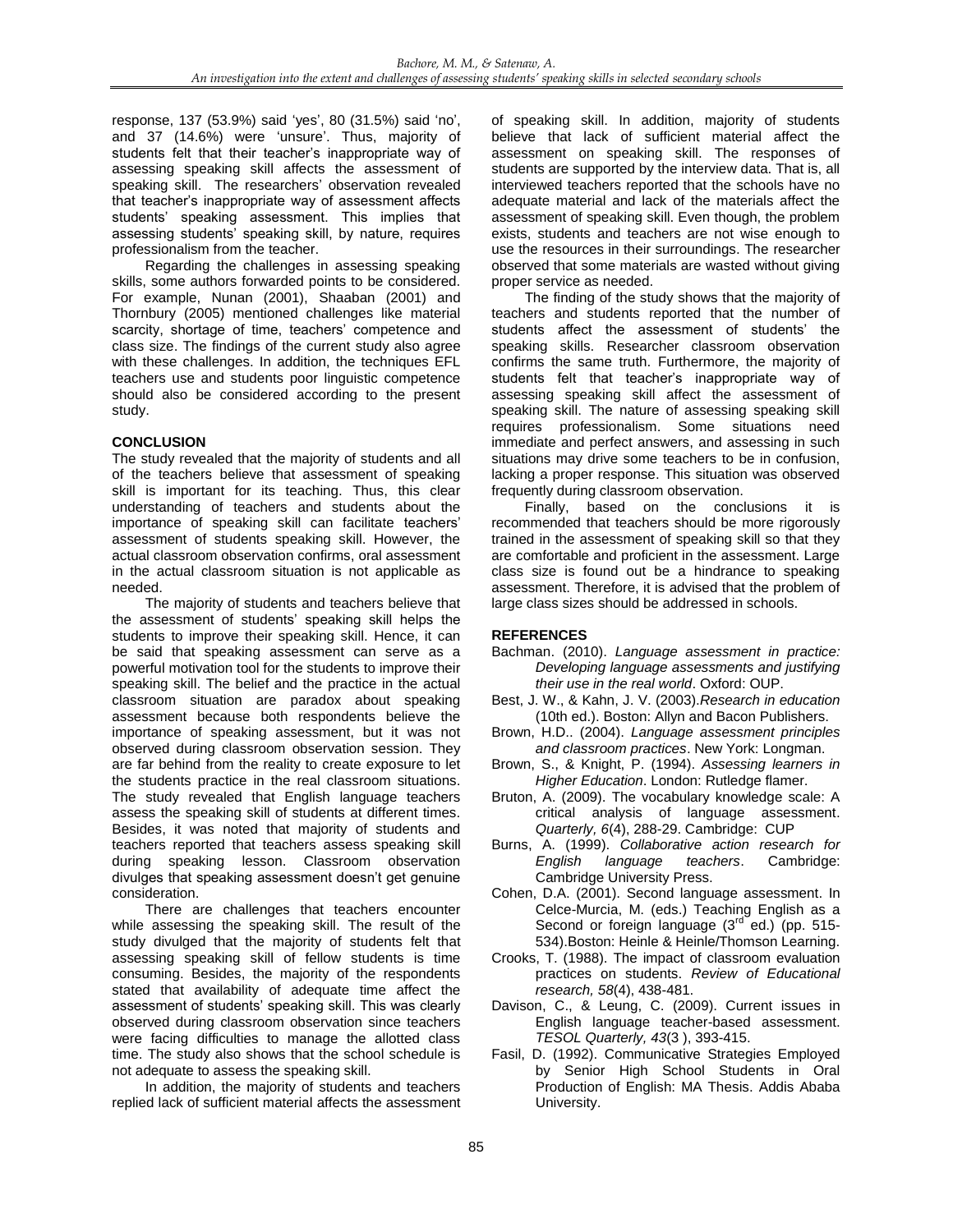response, 137 (53.9%) said 'yes', 80 (31.5%) said 'no', and 37 (14.6%) were 'unsure'. Thus, majority of students felt that their teacher's inappropriate way of assessing speaking skill affects the assessment of speaking skill. The researchers' observation revealed that teacher's inappropriate way of assessment affects students' speaking assessment. This implies that assessing students' speaking skill, by nature, requires professionalism from the teacher.

Regarding the challenges in assessing speaking skills, some authors forwarded points to be considered. For example, Nunan (2001), Shaaban (2001) and Thornbury (2005) mentioned challenges like material scarcity, shortage of time, teachers' competence and class size. The findings of the current study also agree with these challenges. In addition, the techniques EFL teachers use and students poor linguistic competence should also be considered according to the present study.

## CONCLUSION

The study revealed that the majority of students and all of the teachers believe that assessment of speaking skill is important for its teaching. Thus, this clear understanding of teachers and students about the importance of speaking skill can facilitate teachers' assessment of students speaking skill. However, the actual classroom observation confirms, oral assessment in the actual classroom situation is not applicable as needed.

The majority of students and teachers believe that the assessment of students' speaking skill helps the students to improve their speaking skill. Hence, it can be said that speaking assessment can serve as a powerful motivation tool for the students to improve their speaking skill. The belief and the practice in the actual classroom situation are paradox about speaking assessment because both respondents believe the importance of speaking assessment, but it was not observed during classroom observation session. They are far behind from the reality to create exposure to let the students practice in the real classroom situations. The study revealed that English language teachers assess the speaking skill of students at different times. Besides, it was noted that majority of students and teachers reported that teachers assess speaking skill during speaking lesson. Classroom observation divulges that speaking assessment doesn't get genuine consideration.

There are challenges that teachers encounter while assessing the speaking skill. The result of the study divulged that the majority of students felt that assessing speaking skill of fellow students is time consuming. Besides, the majority of the respondents stated that availability of adequate time affect the assessment of students' speaking skill. This was clearly observed during classroom observation since teachers were facing difficulties to manage the allotted class time. The study also shows that the school schedule is not adequate to assess the speaking skill.

In addition, the majority of students and teachers replied lack of sufficient material affects the assessment of speaking skill. In addition, majority of students believe that lack of sufficient material affect the assessment on speaking skill. The responses of students are supported by the interview data. That is, all interviewed teachers reported that the schools have no adequate material and lack of the materials affect the assessment of speaking skill. Even though, the problem exists, students and teachers are not wise enough to use the resources in their surroundings. The researcher observed that some materials are wasted without giving proper service as needed.

The finding of the study shows that the majority of teachers and students reported that the number of students affect the assessment of students' the speaking skills. Researcher classroom observation confirms the same truth. Furthermore, the majority of students felt that teacher's inappropriate way of assessing speaking skill affect the assessment of speaking skill. The nature of assessing speaking skill requires professionalism. Some situations need immediate and perfect answers, and assessing in such situations may drive some teachers to be in confusion, lacking a proper response. This situation was observed frequently during classroom observation.

Finally, based on the conclusions it is recommended that teachers should be more rigorously trained in the assessment of speaking skill so that they are comfortable and proficient in the assessment. Large class size is found out be a hindrance to speaking assessment. Therefore, it is advised that the problem of large class sizes should be addressed in schools.

## REFERENCES

Bachman. (2010). *Language assessment in practice: Developing language assessments and justifying their use in the real world*. Oxford: OUP.

Best, J. W., & Kahn, J. V. (2003).*Research in education* (10th ed.). Boston: Allyn and Bacon Publishers.

Brown, H.D.. (2004). *Language assessment principles and classroom practices*. New York: Longman.

Brown, S., & Knight, P. (1994). *Assessing learners in Higher Education*. London: Rutledge flamer.

Bruton, A. (2009). The vocabulary knowledge scale: A critical analysis of language assessment. *Quarterly, 6*(4), 288-29. Cambridge: CUP

Burns, A. (1999). *Collaborative action research for English language teachers*. Cambridge: Cambridge University Press.

Cohen, D.A. (2001). Second language assessment. In Celce-Murcia, M. (eds.) Teaching English as a Second or foreign language (3rd ed.) (pp. 515-534).Boston: Heinle & Heinle/Thomson Learning.

Crooks, T. (1988). The impact of classroom evaluation practices on students. *Review of Educational research, 58*(4), 438-481.

Davison, C., & Leung, C. (2009). Current issues in English language teacher-based assessment. *TESOL Quarterly, 43*(3 ), 393-415.

Fasil, D. (1992). Communicative Strategies Employed by Senior High School Students in Oral Production of English: MA Thesis. Addis Ababa University.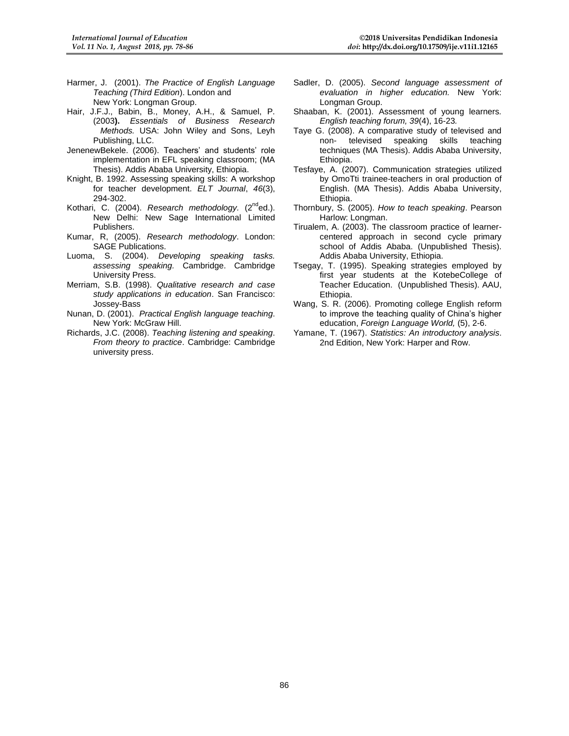Harmer, J. (2001). *The Practice of English Language Teaching (Third Edition*). London and New York: Longman Group.

Hair, J.F.J., Babin, B., Money, A.H., & Samuel, P. (2003**).** *Essentials of Business Research Methods.* USA: John Wiley and Sons, Leyh Publishing, LLC.

JenenewBekele. (2006). Teachers' and students' role implementation in EFL speaking classroom; (MA Thesis). Addis Ababa University, Ethiopia.

Knight, B. 1992. Assessing speaking skills: A workshop for teacher development. *ELT Journal*, *46*(3), 294-302.

Kothari, C. (2004). *Research methodology.* (2ndeed.). New Delhi: New Sage International Limited Publishers.

Kumar, R, (2005). *Research methodology*. London: SAGE Publications.

Luoma, S. (2004). *Developing speaking tasks. assessing speaking.* Cambridge. Cambridge University Press.

Merriam, S.B. (1998). *Qualitative research and case study applications in education*. San Francisco: Jossey-Bass

Nunan, D. (2001). *Practical English language teaching*. New York: McGraw Hill.

Richards, J.C. (2008). *Teaching listening and speaking*. *From theory to practice*. Cambridge: Cambridge university press.

Sadler, D. (2005). *Second language assessment of evaluation in higher education.* New York: Longman Group.

Shaaban, K. (2001). Assessment of young learners*. English teaching forum, 39*(4), 16-23*.*

Taye G. (2008). A comparative study of televised and non- televised speaking skills teaching techniques (MA Thesis). Addis Ababa University, Ethiopia.

Tesfaye, A. (2007). Communication strategies utilized by OmoTti trainee-teachers in oral production of English. (MA Thesis). Addis Ababa University, Ethiopia.

Thornbury, S. (2005). *How to teach speaking*. Pearson Harlow: Longman.

Tirualem, A. (2003). The classroom practice of learner-centered approach in second cycle primary school of Addis Ababa. (Unpublished Thesis). Addis Ababa University, Ethiopia.

Tsegay, T. (1995). Speaking strategies employed by first year students at the KotebeCollege of Teacher Education. (Unpublished Thesis). AAU, Ethiopia.

Wang, S. R. (2006). Promoting college English reform to improve the teaching quality of China's higher education, *Foreign Language World,* (5), 2-6.

Yamane, T. (1967). *Statistics: An introductory analysis*. 2nd Edition, New York: Harper and Row.